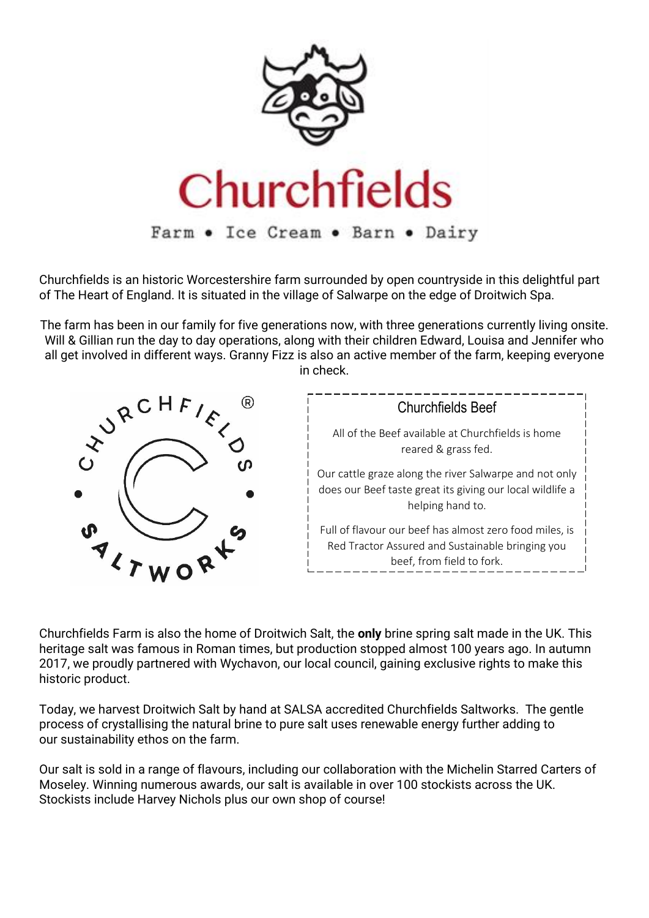# Churchfields

Farm • Ice Cream • Barn • Dairy

Churchfields is an historic Worcestershire farm surrounded by open countryside in this delightful part of The Heart of England. It is situated in the village of Salwarpe on the edge of Droitwich Spa.

The farm has been in our family for five generations now, with three generations currently living onsite. Will & Gillian run the day to day operations, along with their children Edward, Louisa and Jennifer who all get involved in different ways. Granny Fizz is also an active member of the farm, keeping everyone in check.

CHURCHFIELDS ® SALTWORKS

## Churchfields Beef

All of the Beef available at Churchfields is home reared & grass fed.

Our cattle graze along the river Salwarpe and not only does our Beef taste great its giving our local wildlife a helping hand to.

Full of flavour our beef has almost zero food miles, is Red Tractor Assured and Sustainable bringing you beef, from field to fork.

Churchfields Farm is also the home of Droitwich Salt, the **only** brine spring salt made in the UK. This heritage salt was famous in Roman times, but production stopped almost 100 years ago. In autumn 2017, we proudly partnered with Wychavon, our local council, gaining exclusive rights to make this historic product.

Today, we harvest Droitwich Salt by hand at SALSA accredited Churchfields Saltworks. The gentle process of crystallising the natural brine to pure salt uses renewable energy further adding to our sustainability ethos on the farm.

Our salt is sold in a range of flavours, including our collaboration with the Michelin Starred Carters of Moseley. Winning numerous awards, our salt is available in over 100 stockists across the UK. Stockists include Harvey Nichols plus our own shop of course!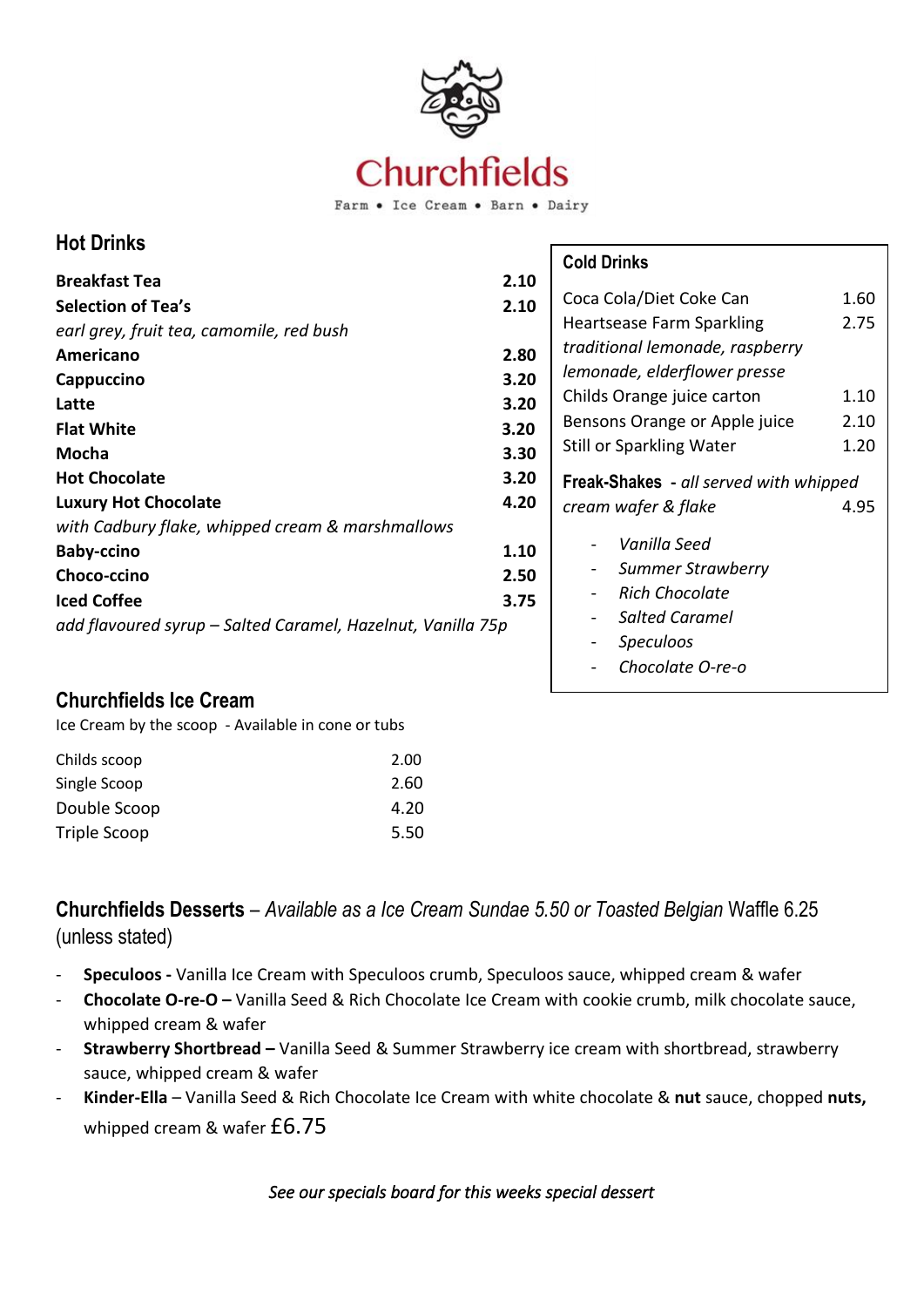# Churchfields

Farm • Ice Cream • Barn • Dairy

## Hot Drinks

| | |
|---|---|
| **Breakfast Tea** | **2.10** |
| **Selection of Tea's** | **2.10** |
| *earl grey, fruit tea, camomile, red bush* | |
| **Americano** | **2.80** |
| **Cappuccino** | **3.20** |
| **Latte** | **3.20** |
| **Flat White** | **3.20** |
| **Mocha** | **3.30** |
| **Hot Chocolate** | **3.20** |
| **Luxury Hot Chocolate** | **4.20** |
| *with Cadbury flake, whipped cream & marshmallows* | |
| **Baby-ccino** | **1.10** |
| **Choco-ccino** | **2.50** |
| **Iced Coffee** | **3.75** |

*add flavoured syrup – Salted Caramel, Hazelnut, Vanilla 75p*

## Cold Drinks

| | |
|---|---|
| Coca Cola/Diet Coke Can | 1.60 |
| Heartsease Farm Sparkling | 2.75 |
| *traditional lemonade, raspberry lemonade, elderflower presse* | |
| Childs Orange juice carton | 1.10 |
| Bensons Orange or Apple juice | 2.10 |
| Still or Sparkling Water | 1.20 |

**Freak-Shakes** - *all served with whipped cream wafer & flake* 4.95

- *Vanilla Seed*
- *Summer Strawberry*
- *Rich Chocolate*
- *Salted Caramel*
- *Speculoos*
- *Chocolate O-re-o*

## Churchfields Ice Cream

Ice Cream by the scoop - Available in cone or tubs

| | |
|---|---|
| Childs scoop | 2.00 |
| Single Scoop | 2.60 |
| Double Scoop | 4.20 |
| Triple Scoop | 5.50 |

## Churchfields Desserts – *Available as a Ice Cream Sundae 5.50 or Toasted Belgian* Waffle 6.25 (unless stated)

- **Speculoos -** Vanilla Ice Cream with Speculoos crumb, Speculoos sauce, whipped cream & wafer
- **Chocolate O-re-O –** Vanilla Seed & Rich Chocolate Ice Cream with cookie crumb, milk chocolate sauce, whipped cream & wafer
- **Strawberry Shortbread –** Vanilla Seed & Summer Strawberry ice cream with shortbread, strawberry sauce, whipped cream & wafer
- **Kinder-Ella** – Vanilla Seed & Rich Chocolate Ice Cream with white chocolate & **nut** sauce, chopped **nuts,** whipped cream & wafer £6.75

*See our specials board for this weeks special dessert*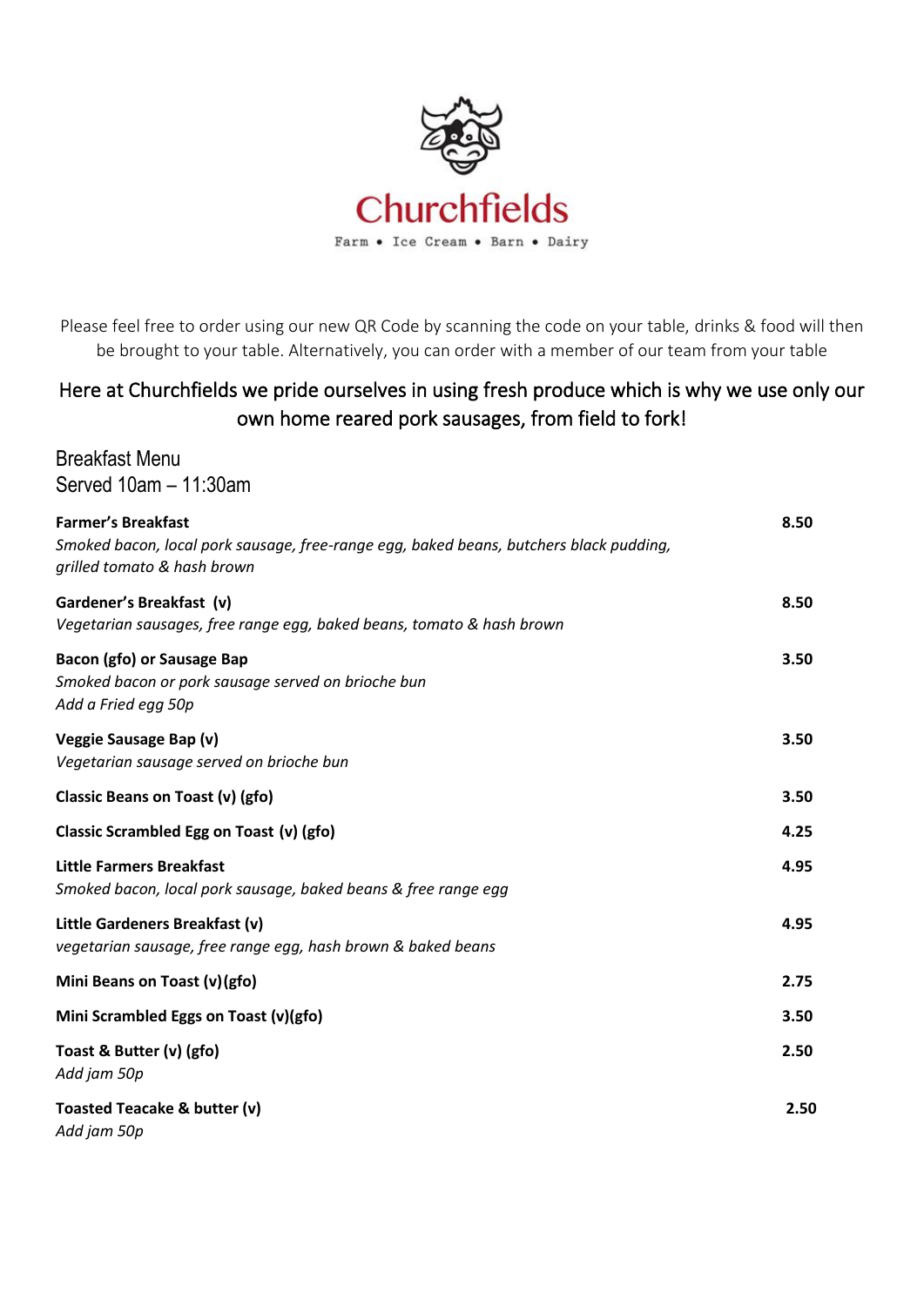# Churchfields

Farm • Ice Cream • Barn • Dairy

Please feel free to order using our new QR Code by scanning the code on your table, drinks & food will then be brought to your table. Alternatively, you can order with a member of our team from your table

## Here at Churchfields we pride ourselves in using fresh produce which is why we use only our own home reared pork sausages, from field to fork!

## Breakfast Menu
Served 10am – 11:30am

**Farmer's Breakfast** — **8.50**
*Smoked bacon, local pork sausage, free-range egg, baked beans, butchers black pudding, grilled tomato & hash brown*

**Gardener's Breakfast (v)** — **8.50**
*Vegetarian sausages, free range egg, baked beans, tomato & hash brown*

**Bacon (gfo) or Sausage Bap** — **3.50**
*Smoked bacon or pork sausage served on brioche bun*
*Add a Fried egg 50p*

**Veggie Sausage Bap (v)** — **3.50**
*Vegetarian sausage served on brioche bun*

**Classic Beans on Toast (v) (gfo)** — **3.50**

**Classic Scrambled Egg on Toast (v) (gfo)** — **4.25**

**Little Farmers Breakfast** — **4.95**
*Smoked bacon, local pork sausage, baked beans & free range egg*

**Little Gardeners Breakfast (v)** — **4.95**
*vegetarian sausage, free range egg, hash brown & baked beans*

**Mini Beans on Toast (v)(gfo)** — **2.75**

**Mini Scrambled Eggs on Toast (v)(gfo)** — **3.50**

**Toast & Butter (v) (gfo)** — **2.50**
*Add jam 50p*

**Toasted Teacake & butter (v)** — **2.50**
*Add jam 50p*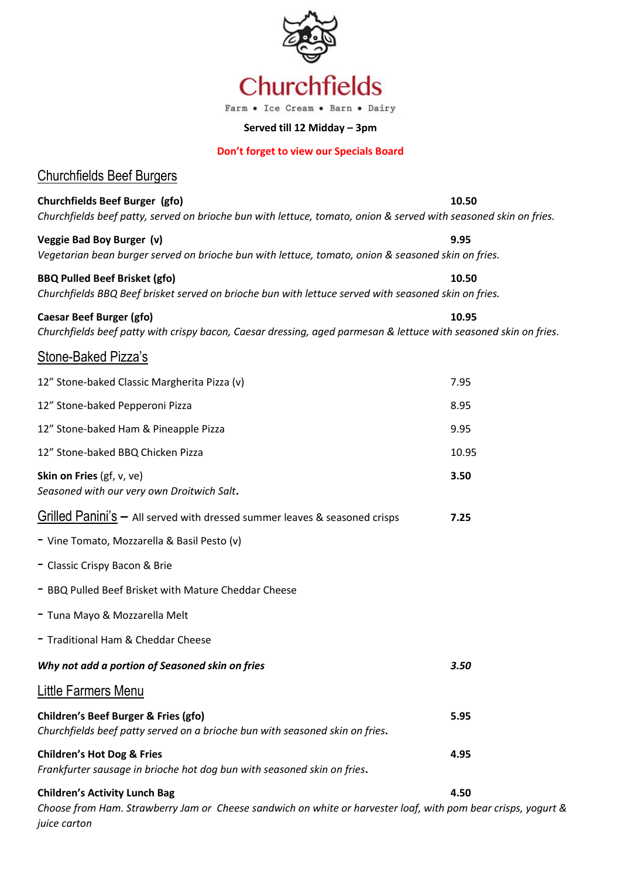# Churchfields

Farm • Ice Cream • Barn • Dairy

**Served till 12 Midday – 3pm**

**Don't forget to view our Specials Board**

## Churchfields Beef Burgers

**Churchfields Beef Burger (gfo)** **10.50**
*Churchfields beef patty, served on brioche bun with lettuce, tomato, onion & served with seasoned skin on fries.*

**Veggie Bad Boy Burger (v)** **9.95**
*Vegetarian bean burger served on brioche bun with lettuce, tomato, onion & seasoned skin on fries.*

**BBQ Pulled Beef Brisket (gfo)** **10.50**
*Churchfields BBQ Beef brisket served on brioche bun with lettuce served with seasoned skin on fries.*

**Caesar Beef Burger (gfo)** **10.95**
*Churchfields beef patty with crispy bacon, Caesar dressing, aged parmesan & lettuce with seasoned skin on fries.*

## Stone-Baked Pizza's

12" Stone-baked Classic Margherita Pizza (v) 7.95

12" Stone-baked Pepperoni Pizza 8.95

12" Stone-baked Ham & Pineapple Pizza 9.95

12" Stone-baked BBQ Chicken Pizza 10.95

**Skin on Fries** (gf, v, ve) **3.50**
*Seasoned with our very own Droitwich Salt.*

## Grilled Panini's – All served with dressed summer leaves & seasoned crisps **7.25**

- Vine Tomato, Mozzarella & Basil Pesto (v)
- Classic Crispy Bacon & Brie
- BBQ Pulled Beef Brisket with Mature Cheddar Cheese
- Tuna Mayo & Mozzarella Melt
- Traditional Ham & Cheddar Cheese

***Why not add a portion of Seasoned skin on fries*** ***3.50***

## Little Farmers Menu

**Children's Beef Burger & Fries (gfo)** **5.95**
*Churchfields beef patty served on a brioche bun with seasoned skin on fries.*

**Children's Hot Dog & Fries** **4.95**
*Frankfurter sausage in brioche hot dog bun with seasoned skin on fries.*

**Children's Activity Lunch Bag** **4.50**
*Choose from Ham. Strawberry Jam or Cheese sandwich on white or harvester loaf, with pom bear crisps, yogurt & juice carton*